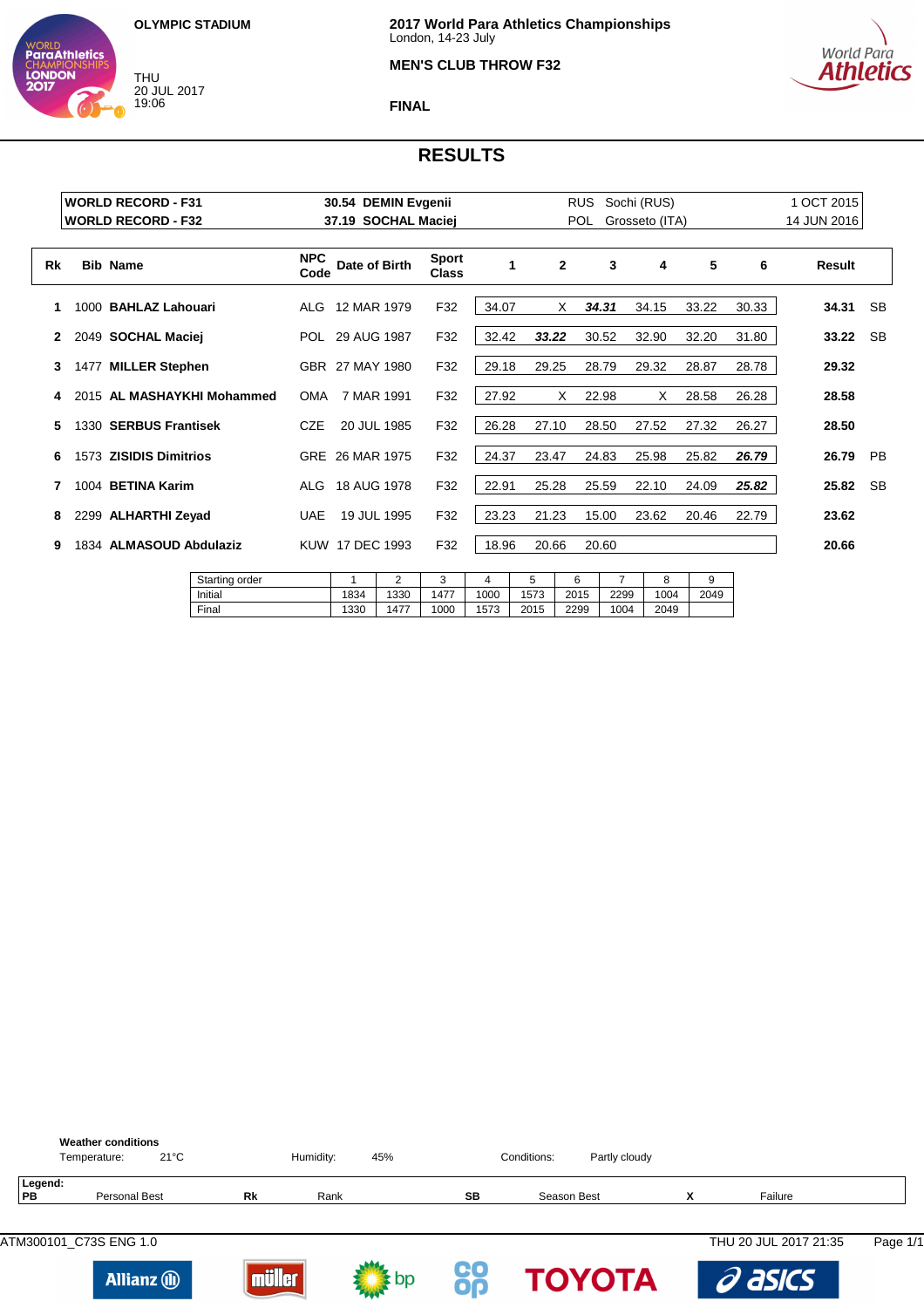OLYMPIC STADIUM

THU
20 JUL 2017
19:06

**2017 World Para Athletics Championships**
London, 14-23 July

**MEN'S CLUB THROW F32**

**FINAL**

# RESULTS

| | | | | |
|---|---|---|---|---|
| **WORLD RECORD - F31** | **30.54 DEMIN Evgenii** | RUS | Sochi (RUS) | 1 OCT 2015 |
| **WORLD RECORD - F32** | **37.19 SOCHAL Maciej** | POL | Grosseto (ITA) | 14 JUN 2016 |

| Rk | Bib | Name | NPC Code | Date of Birth | Sport Class | 1 | 2 | 3 | 4 | 5 | 6 | Result | |
|---|---|---|---|---|---|---|---|---|---|---|---|---|---|
| 1 | 1000 | **BAHLAZ Lahouari** | ALG | 12 MAR 1979 | F32 | 34.07 | X | ***34.31*** | 34.15 | 33.22 | 30.33 | **34.31** | SB |
| 2 | 2049 | **SOCHAL Maciej** | POL | 29 AUG 1987 | F32 | 32.42 | ***33.22*** | 30.52 | 32.90 | 32.20 | 31.80 | **33.22** | SB |
| 3 | 1477 | **MILLER Stephen** | GBR | 27 MAY 1980 | F32 | 29.18 | 29.25 | 28.79 | 29.32 | 28.87 | 28.78 | **29.32** | |
| 4 | 2015 | **AL MASHAYKHI Mohammed** | OMA | 7 MAR 1991 | F32 | 27.92 | X | 22.98 | X | 28.58 | 26.28 | **28.58** | |
| 5 | 1330 | **SERBUS Frantisek** | CZE | 20 JUL 1985 | F32 | 26.28 | 27.10 | 28.50 | 27.52 | 27.32 | 26.27 | **28.50** | |
| 6 | 1573 | **ZISIDIS Dimitrios** | GRE | 26 MAR 1975 | F32 | 24.37 | 23.47 | 24.83 | 25.98 | 25.82 | ***26.79*** | **26.79** | PB |
| 7 | 1004 | **BETINA Karim** | ALG | 18 AUG 1978 | F32 | 22.91 | 25.28 | 25.59 | 22.10 | 24.09 | ***25.82*** | **25.82** | SB |
| 8 | 2299 | **ALHARTHI Zeyad** | UAE | 19 JUL 1995 | F32 | 23.23 | 21.23 | 15.00 | 23.62 | 20.46 | 22.79 | **23.62** | |
| 9 | 1834 | **ALMASOUD Abdulaziz** | KUW | 17 DEC 1993 | F32 | 18.96 | 20.66 | 20.60 | | | | **20.66** | |

| Starting order | 1 | 2 | 3 | 4 | 5 | 6 | 7 | 8 | 9 |
|---|---|---|---|---|---|---|---|---|---|
| Initial | 1834 | 1330 | 1477 | 1000 | 1573 | 2015 | 2299 | 1004 | 2049 |
| Final | 1330 | 1477 | 1000 | 1573 | 2015 | 2299 | 1004 | 2049 | |

**Weather conditions**
Temperature: 21°C    Humidity: 45%    Conditions: Partly cloudy

**Legend:**

| | | | | | | | |
|---|---|---|---|---|---|---|---|
| **PB** | Personal Best | **Rk** | Rank | **SB** | Season Best | **X** | Failure |

ATM300101_C73S ENG 1.0    THU 20 JUL 2017 21:35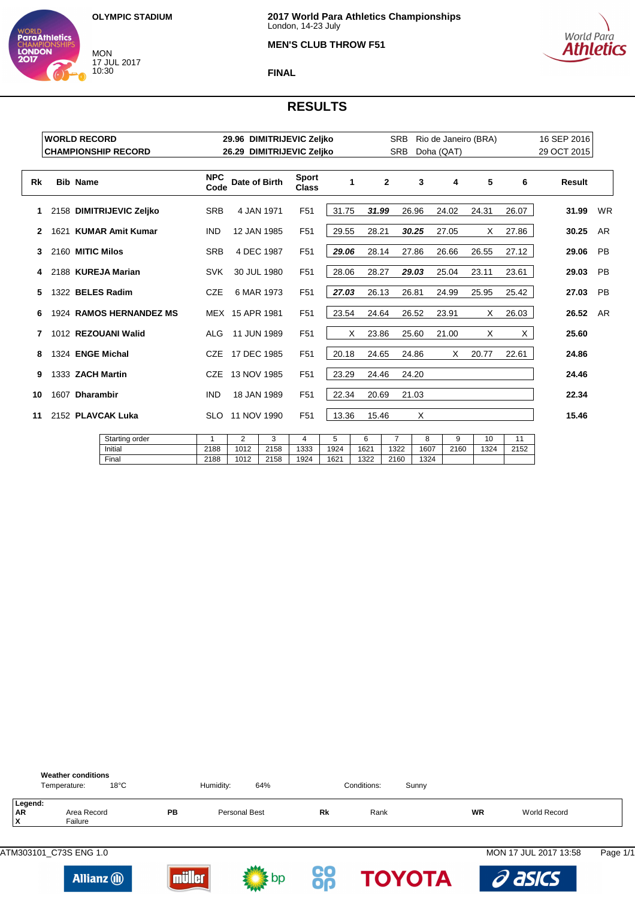OLYMPIC STADIUM

MON
17 JUL 2017
10:30

**2017 World Para Athletics Championships**
London, 14-23 July

**MEN'S CLUB THROW F51**

**FINAL**

# RESULTS

| | | | | |
|---|---|---|---|---|
| **WORLD RECORD** | **29.96 DIMITRIJEVIC Zeljko** | SRB | Rio de Janeiro (BRA) | 16 SEP 2016 |
| **CHAMPIONSHIP RECORD** | **26.29 DIMITRIJEVIC Zeljko** | SRB | Doha (QAT) | 29 OCT 2015 |

| Rk | Bib | Name | NPC Code | Date of Birth | Sport Class | 1 | 2 | 3 | 4 | 5 | 6 | Result | |
|---|---|---|---|---|---|---|---|---|---|---|---|---|---|
| 1 | 2158 | **DIMITRIJEVIC Zeljko** | SRB | 4 JAN 1971 | F51 | 31.75 | ***31.99*** | 26.96 | 24.02 | 24.31 | 26.07 | **31.99** | WR |
| 2 | 1621 | **KUMAR Amit Kumar** | IND | 12 JAN 1985 | F51 | 29.55 | 28.21 | ***30.25*** | 27.05 | X | 27.86 | **30.25** | AR |
| 3 | 2160 | **MITIC Milos** | SRB | 4 DEC 1987 | F51 | ***29.06*** | 28.14 | 27.86 | 26.66 | 26.55 | 27.12 | **29.06** | PB |
| 4 | 2188 | **KUREJA Marian** | SVK | 30 JUL 1980 | F51 | 28.06 | 28.27 | ***29.03*** | 25.04 | 23.11 | 23.61 | **29.03** | PB |
| 5 | 1322 | **BELES Radim** | CZE | 6 MAR 1973 | F51 | ***27.03*** | 26.13 | 26.81 | 24.99 | 25.95 | 25.42 | **27.03** | PB |
| 6 | 1924 | **RAMOS HERNANDEZ MS** | MEX | 15 APR 1981 | F51 | 23.54 | 24.64 | 26.52 | 23.91 | X | 26.03 | **26.52** | AR |
| 7 | 1012 | **REZOUANI Walid** | ALG | 11 JUN 1989 | F51 | X | 23.86 | 25.60 | 21.00 | X | X | **25.60** | |
| 8 | 1324 | **ENGE Michal** | CZE | 17 DEC 1985 | F51 | 20.18 | 24.65 | 24.86 | X | 20.77 | 22.61 | **24.86** | |
| 9 | 1333 | **ZACH Martin** | CZE | 13 NOV 1985 | F51 | 23.29 | 24.46 | 24.20 | | | | **24.46** | |
| 10 | 1607 | **Dharambir** | IND | 18 JAN 1989 | F51 | 22.34 | 20.69 | 21.03 | | | | **22.34** | |
| 11 | 2152 | **PLAVCAK Luka** | SLO | 11 NOV 1990 | F51 | 13.36 | 15.46 | X | | | | **15.46** | |

| Starting order | 1 | 2 | 3 | 4 | 5 | 6 | 7 | 8 | 9 | 10 | 11 |
|---|---|---|---|---|---|---|---|---|---|---|---|
| Initial | 2188 | 1012 | 2158 | 1333 | 1924 | 1621 | 1322 | 1607 | 2160 | 1324 | 2152 |
| Final | 2188 | 1012 | 2158 | 1924 | 1621 | 1322 | 2160 | 1324 | | | |

**Weather conditions**
Temperature: 18°C  Humidity: 64%  Conditions: Sunny

**Legend:**

| | | | | | | | |
|---|---|---|---|---|---|---|---|
| **AR** | Area Record | **PB** | Personal Best | **Rk** | Rank | **WR** | World Record |
| **X** | Failure | | | | | | |

ATM303101_C73S ENG 1.0  MON 17 JUL 2017 13:58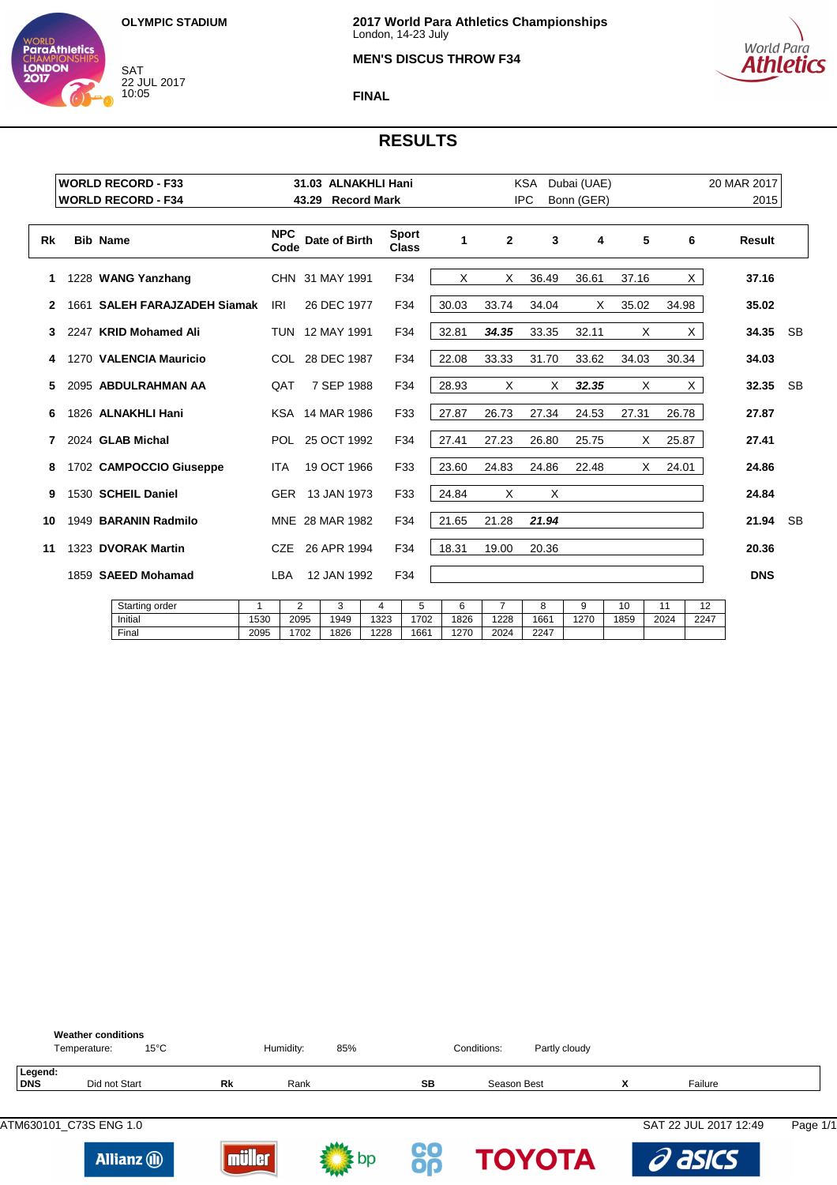OLYMPIC STADIUM

SAT
22 JUL 2017
10:05

**2017 World Para Athletics Championships**
London, 14-23 July

**MEN'S DISCUS THROW F34**

**FINAL**

## RESULTS

| | | | | |
|---|---|---|---|---|
| **WORLD RECORD - F33** | **31.03 ALNAKHLI Hani** | KSA | Dubai (UAE) | 20 MAR 2017 |
| **WORLD RECORD - F34** | **43.29 Record Mark** | IPC | Bonn (GER) | 2015 |

| Rk | Bib | Name | NPC Code | Date of Birth | Sport Class | 1 | 2 | 3 | 4 | 5 | 6 | Result | |
|---|---|---|---|---|---|---|---|---|---|---|---|---|---|
| 1 | 1228 | **WANG Yanzhang** | CHN | 31 MAY 1991 | F34 | X | X | 36.49 | 36.61 | 37.16 | X | **37.16** | |
| 2 | 1661 | **SALEH FARAJZADEH Siamak** | IRI | 26 DEC 1977 | F34 | 30.03 | 33.74 | 34.04 | X | 35.02 | 34.98 | **35.02** | |
| 3 | 2247 | **KRID Mohamed Ali** | TUN | 12 MAY 1991 | F34 | 32.81 | ***34.35*** | 33.35 | 32.11 | X | X | **34.35** | SB |
| 4 | 1270 | **VALENCIA Mauricio** | COL | 28 DEC 1987 | F34 | 22.08 | 33.33 | 31.70 | 33.62 | 34.03 | 30.34 | **34.03** | |
| 5 | 2095 | **ABDULRAHMAN AA** | QAT | 7 SEP 1988 | F34 | 28.93 | X | X | ***32.35*** | X | X | **32.35** | SB |
| 6 | 1826 | **ALNAKHLI Hani** | KSA | 14 MAR 1986 | F33 | 27.87 | 26.73 | 27.34 | 24.53 | 27.31 | 26.78 | **27.87** | |
| 7 | 2024 | **GLAB Michal** | POL | 25 OCT 1992 | F34 | 27.41 | 27.23 | 26.80 | 25.75 | X | 25.87 | **27.41** | |
| 8 | 1702 | **CAMPOCCIO Giuseppe** | ITA | 19 OCT 1966 | F33 | 23.60 | 24.83 | 24.86 | 22.48 | X | 24.01 | **24.86** | |
| 9 | 1530 | **SCHEIL Daniel** | GER | 13 JAN 1973 | F33 | 24.84 | X | X | | | | **24.84** | |
| 10 | 1949 | **BARANIN Radmilo** | MNE | 28 MAR 1982 | F34 | 21.65 | 21.28 | ***21.94*** | | | | **21.94** | SB |
| 11 | 1323 | **DVORAK Martin** | CZE | 26 APR 1994 | F34 | 18.31 | 19.00 | 20.36 | | | | **20.36** | |
| | 1859 | **SAEED Mohamad** | LBA | 12 JAN 1992 | F34 | | | | | | | **DNS** | |

| Starting order | 1 | 2 | 3 | 4 | 5 | 6 | 7 | 8 | 9 | 10 | 11 | 12 |
|---|---|---|---|---|---|---|---|---|---|---|---|---|
| Initial | 1530 | 2095 | 1949 | 1323 | 1702 | 1826 | 1228 | 1661 | 1270 | 1859 | 2024 | 2247 |
| Final | 2095 | 1702 | 1826 | 1228 | 1661 | 1270 | 2024 | 2247 | | | | |

**Weather conditions**
Temperature: 15°C Humidity: 85% Conditions: Partly cloudy

**Legend:**

| | | | | | | | |
|---|---|---|---|---|---|---|---|
| **DNS** | Did not Start | **Rk** | Rank | **SB** | Season Best | **X** | Failure |

ATM630101_C73S ENG 1.0 SAT 22 JUL 2017 12:49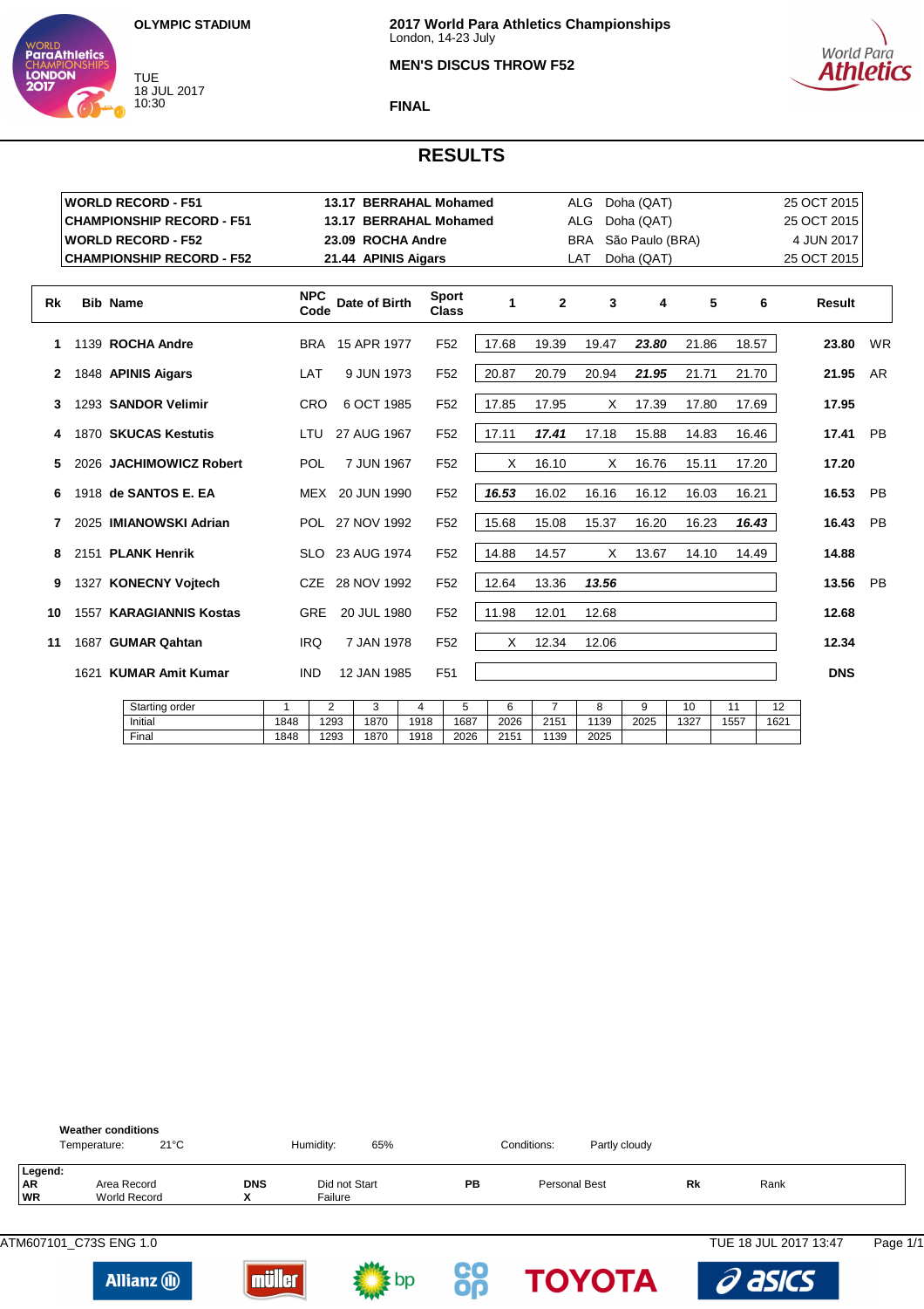**OLYMPIC STADIUM**

TUE
18 JUL 2017
10:30

**2017 World Para Athletics Championships**
London, 14-23 July

**MEN'S DISCUS THROW F52**

**FINAL**

# RESULTS

| | | | | |
|---|---|---|---|---|
| **WORLD RECORD - F51** | **13.17 BERRAHAL Mohamed** | ALG | Doha (QAT) | 25 OCT 2015 |
| **CHAMPIONSHIP RECORD - F51** | **13.17 BERRAHAL Mohamed** | ALG | Doha (QAT) | 25 OCT 2015 |
| **WORLD RECORD - F52** | **23.09 ROCHA Andre** | BRA | São Paulo (BRA) | 4 JUN 2017 |
| **CHAMPIONSHIP RECORD - F52** | **21.44 APINIS Aigars** | LAT | Doha (QAT) | 25 OCT 2015 |

| Rk | Bib | Name | NPC Code | Date of Birth | Sport Class | 1 | 2 | 3 | 4 | 5 | 6 | Result | |
|---|---|---|---|---|---|---|---|---|---|---|---|---|---|
| 1 | 1139 | **ROCHA Andre** | BRA | 15 APR 1977 | F52 | 17.68 | 19.39 | 19.47 | ***23.80*** | 21.86 | 18.57 | **23.80** | WR |
| 2 | 1848 | **APINIS Aigars** | LAT | 9 JUN 1973 | F52 | 20.87 | 20.79 | 20.94 | ***21.95*** | 21.71 | 21.70 | **21.95** | AR |
| 3 | 1293 | **SANDOR Velimir** | CRO | 6 OCT 1985 | F52 | 17.85 | 17.95 | X | 17.39 | 17.80 | 17.69 | **17.95** | |
| 4 | 1870 | **SKUCAS Kestutis** | LTU | 27 AUG 1967 | F52 | 17.11 | ***17.41*** | 17.18 | 15.88 | 14.83 | 16.46 | **17.41** | PB |
| 5 | 2026 | **JACHIMOWICZ Robert** | POL | 7 JUN 1967 | F52 | X | 16.10 | X | 16.76 | 15.11 | 17.20 | **17.20** | |
| 6 | 1918 | **de SANTOS E. EA** | MEX | 20 JUN 1990 | F52 | ***16.53*** | 16.02 | 16.16 | 16.12 | 16.03 | 16.21 | **16.53** | PB |
| 7 | 2025 | **IMIANOWSKI Adrian** | POL | 27 NOV 1992 | F52 | 15.68 | 15.08 | 15.37 | 16.20 | 16.23 | ***16.43*** | **16.43** | PB |
| 8 | 2151 | **PLANK Henrik** | SLO | 23 AUG 1974 | F52 | 14.88 | 14.57 | X | 13.67 | 14.10 | 14.49 | **14.88** | |
| 9 | 1327 | **KONECNY Vojtech** | CZE | 28 NOV 1992 | F52 | 12.64 | 13.36 | ***13.56*** | | | | **13.56** | PB |
| 10 | 1557 | **KARAGIANNIS Kostas** | GRE | 20 JUL 1980 | F52 | 11.98 | 12.01 | 12.68 | | | | **12.68** | |
| 11 | 1687 | **GUMAR Qahtan** | IRQ | 7 JAN 1978 | F52 | X | 12.34 | 12.06 | | | | **12.34** | |
| | 1621 | **KUMAR Amit Kumar** | IND | 12 JAN 1985 | F51 | | | | | | | **DNS** | |

| Starting order | 1 | 2 | 3 | 4 | 5 | 6 | 7 | 8 | 9 | 10 | 11 | 12 |
|---|---|---|---|---|---|---|---|---|---|---|---|---|
| Initial | 1848 | 1293 | 1870 | 1918 | 1687 | 2026 | 2151 | 1139 | 2025 | 1327 | 1557 | 1621 |
| Final | 1848 | 1293 | 1870 | 1918 | 2026 | 2151 | 1139 | 2025 | | | | |

**Weather conditions**
Temperature: 21°C Humidity: 65% Conditions: Partly cloudy

**Legend:**

| | | | | | | | |
|---|---|---|---|---|---|---|---|
| **AR** | Area Record | **DNS** | Did not Start | **PB** | Personal Best | **Rk** | Rank |
| **WR** | World Record | **X** | Failure | | | | |

ATM607101_C73S ENG 1.0 TUE 18 JUL 2017 13:47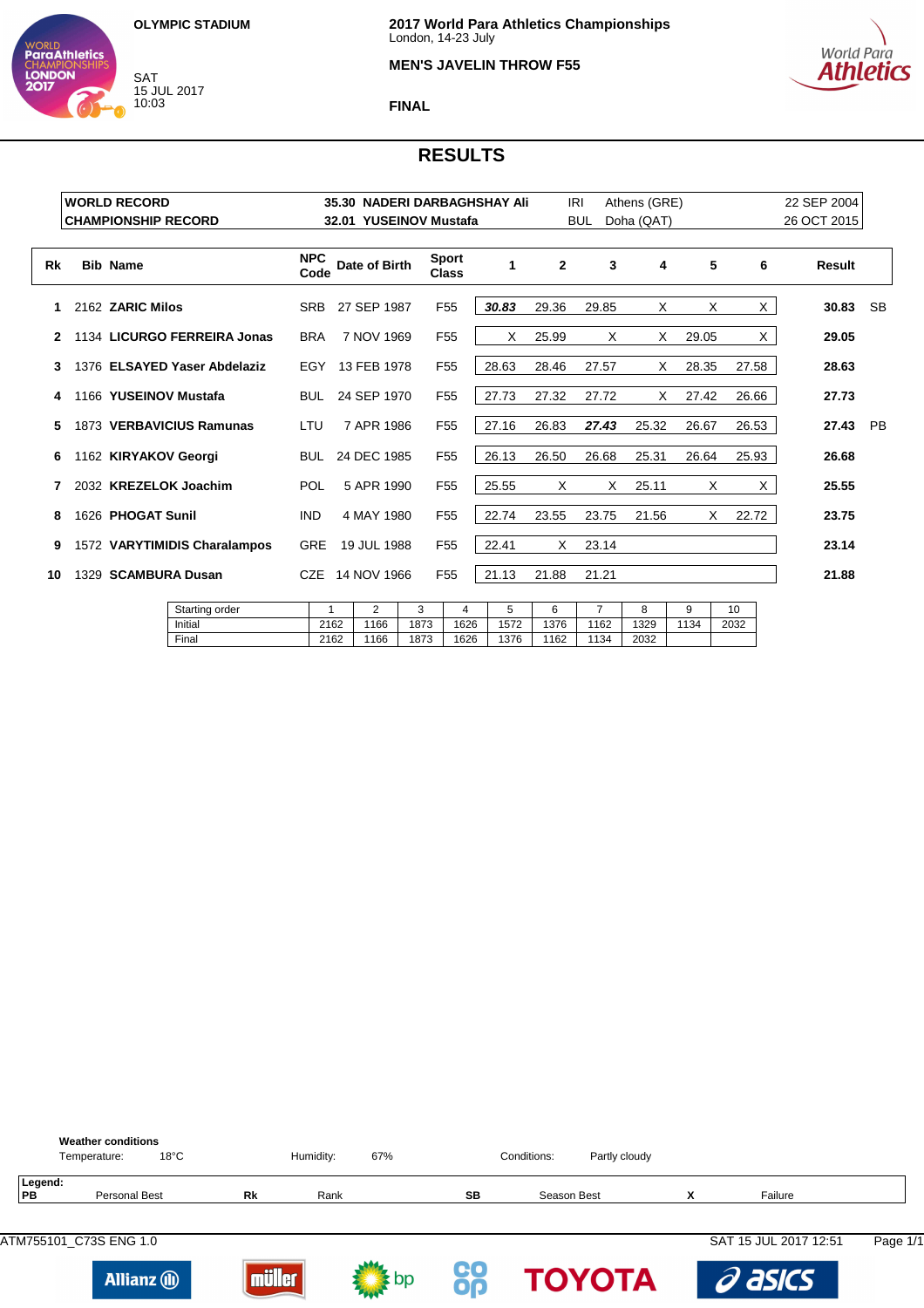**OLYMPIC STADIUM**

SAT
15 JUL 2017
10:03

**2017 World Para Athletics Championships**
London, 14-23 July

**MEN'S JAVELIN THROW F55**

**FINAL**

# RESULTS

| | | | | |
|---|---|---|---|---|
| **WORLD RECORD** | **35.30 NADERI DARBAGHSHAY Ali** | IRI | Athens (GRE) | 22 SEP 2004 |
| **CHAMPIONSHIP RECORD** | **32.01 YUSEINOV Mustafa** | BUL | Doha (QAT) | 26 OCT 2015 |

| Rk | Bib | Name | NPC Code | Date of Birth | Sport Class | 1 | 2 | 3 | 4 | 5 | 6 | Result | |
|---|---|---|---|---|---|---|---|---|---|---|---|---|---|
| 1 | 2162 | **ZARIC Milos** | SRB | 27 SEP 1987 | F55 | ***30.83*** | 29.36 | 29.85 | X | X | X | **30.83** | SB |
| 2 | 1134 | **LICURGO FERREIRA Jonas** | BRA | 7 NOV 1969 | F55 | X | 25.99 | X | X | 29.05 | X | **29.05** | |
| 3 | 1376 | **ELSAYED Yaser Abdelaziz** | EGY | 13 FEB 1978 | F55 | 28.63 | 28.46 | 27.57 | X | 28.35 | 27.58 | **28.63** | |
| 4 | 1166 | **YUSEINOV Mustafa** | BUL | 24 SEP 1970 | F55 | 27.73 | 27.32 | 27.72 | X | 27.42 | 26.66 | **27.73** | |
| 5 | 1873 | **VERBAVICIUS Ramunas** | LTU | 7 APR 1986 | F55 | 27.16 | 26.83 | ***27.43*** | 25.32 | 26.67 | 26.53 | **27.43** | PB |
| 6 | 1162 | **KIRYAKOV Georgi** | BUL | 24 DEC 1985 | F55 | 26.13 | 26.50 | 26.68 | 25.31 | 26.64 | 25.93 | **26.68** | |
| 7 | 2032 | **KREZELOK Joachim** | POL | 5 APR 1990 | F55 | 25.55 | X | X | 25.11 | X | X | **25.55** | |
| 8 | 1626 | **PHOGAT Sunil** | IND | 4 MAY 1980 | F55 | 22.74 | 23.55 | 23.75 | 21.56 | X | 22.72 | **23.75** | |
| 9 | 1572 | **VARYTIMIDIS Charalampos** | GRE | 19 JUL 1988 | F55 | 22.41 | X | 23.14 | | | | **23.14** | |
| 10 | 1329 | **SCAMBURA Dusan** | CZE | 14 NOV 1966 | F55 | 21.13 | 21.88 | 21.21 | | | | **21.88** | |

| Starting order | 1 | 2 | 3 | 4 | 5 | 6 | 7 | 8 | 9 | 10 |
|---|---|---|---|---|---|---|---|---|---|---|
| Initial | 2162 | 1166 | 1873 | 1626 | 1572 | 1376 | 1162 | 1329 | 1134 | 2032 |
| Final | 2162 | 1166 | 1873 | 1626 | 1376 | 1162 | 1134 | 2032 | | |

**Weather conditions**

Temperature: 18°C    Humidity: 67%    Conditions: Partly cloudy

**Legend:**

| | | | | | | | |
|---|---|---|---|---|---|---|---|
| **PB** | Personal Best | **Rk** | Rank | **SB** | Season Best | **X** | Failure |

ATM755101_C73S ENG 1.0    SAT 15 JUL 2017 12:51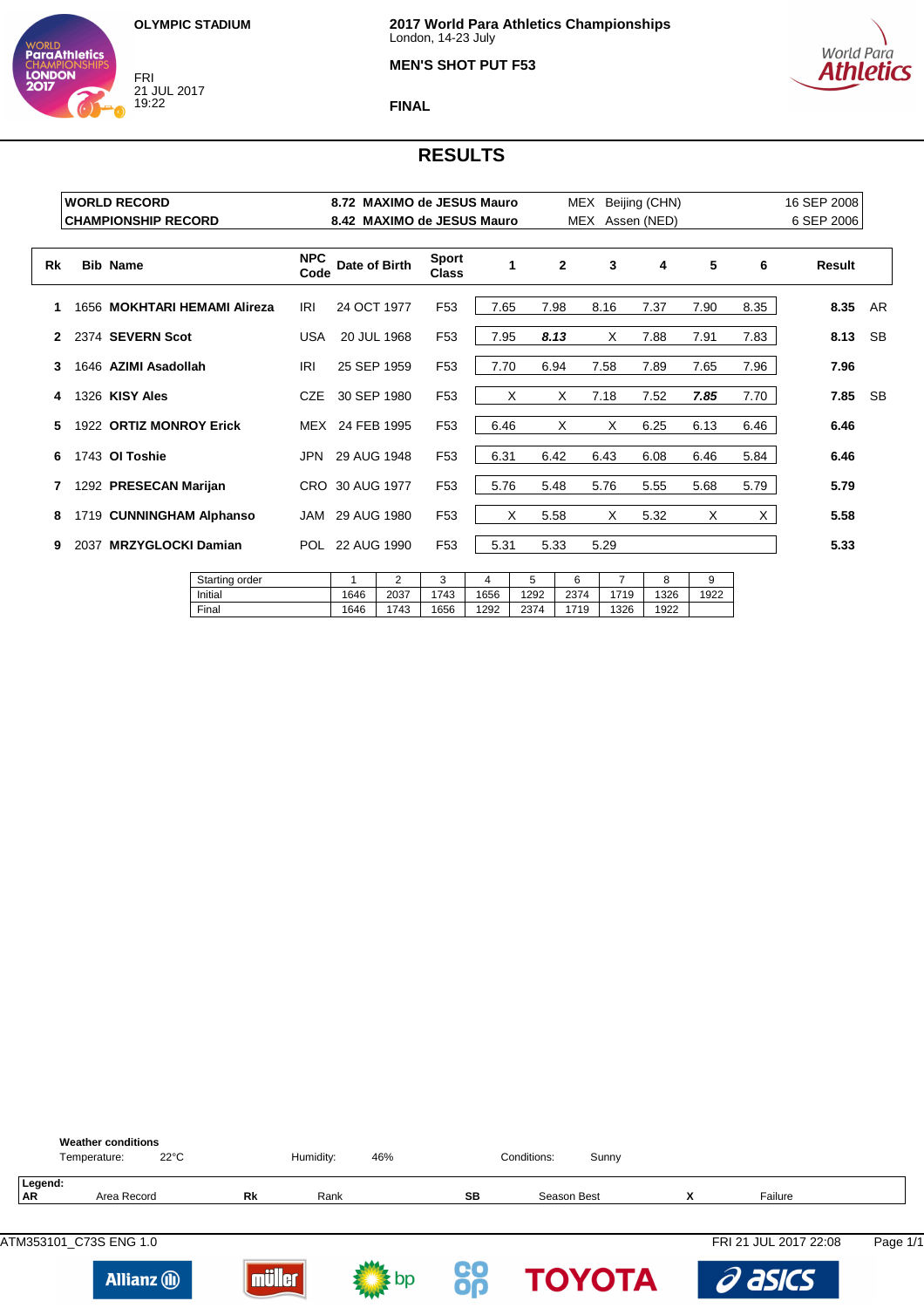OLYMPIC STADIUM

FRI
21 JUL 2017
19:22

**2017 World Para Athletics Championships**
London, 14-23 July

**MEN'S SHOT PUT F53**

**FINAL**

# RESULTS

| | | | | |
|---|---|---|---|---|
| **WORLD RECORD** | **8.72 MAXIMO de JESUS Mauro** | MEX | Beijing (CHN) | 16 SEP 2008 |
| **CHAMPIONSHIP RECORD** | **8.42 MAXIMO de JESUS Mauro** | MEX | Assen (NED) | 6 SEP 2006 |

| Rk | Bib | Name | NPC Code | Date of Birth | Sport Class | 1 | 2 | 3 | 4 | 5 | 6 | Result | |
|---|---|---|---|---|---|---|---|---|---|---|---|---|---|
| 1 | 1656 | **MOKHTARI HEMAMI Alireza** | IRI | 24 OCT 1977 | F53 | 7.65 | 7.98 | 8.16 | 7.37 | 7.90 | 8.35 | **8.35** | AR |
| 2 | 2374 | **SEVERN Scot** | USA | 20 JUL 1968 | F53 | 7.95 | ***8.13*** | X | 7.88 | 7.91 | 7.83 | **8.13** | SB |
| 3 | 1646 | **AZIMI Asadollah** | IRI | 25 SEP 1959 | F53 | 7.70 | 6.94 | 7.58 | 7.89 | 7.65 | 7.96 | **7.96** | |
| 4 | 1326 | **KISY Ales** | CZE | 30 SEP 1980 | F53 | X | X | 7.18 | 7.52 | ***7.85*** | 7.70 | **7.85** | SB |
| 5 | 1922 | **ORTIZ MONROY Erick** | MEX | 24 FEB 1995 | F53 | 6.46 | X | X | 6.25 | 6.13 | 6.46 | **6.46** | |
| 6 | 1743 | **OI Toshie** | JPN | 29 AUG 1948 | F53 | 6.31 | 6.42 | 6.43 | 6.08 | 6.46 | 5.84 | **6.46** | |
| 7 | 1292 | **PRESECAN Marijan** | CRO | 30 AUG 1977 | F53 | 5.76 | 5.48 | 5.76 | 5.55 | 5.68 | 5.79 | **5.79** | |
| 8 | 1719 | **CUNNINGHAM Alphanso** | JAM | 29 AUG 1980 | F53 | X | 5.58 | X | 5.32 | X | X | **5.58** | |
| 9 | 2037 | **MRZYGLOCKI Damian** | POL | 22 AUG 1990 | F53 | 5.31 | 5.33 | 5.29 | | | | **5.33** | |

| Starting order | 1 | 2 | 3 | 4 | 5 | 6 | 7 | 8 | 9 |
|---|---|---|---|---|---|---|---|---|---|
| Initial | 1646 | 2037 | 1743 | 1656 | 1292 | 2374 | 1719 | 1326 | 1922 |
| Final | 1646 | 1743 | 1656 | 1292 | 2374 | 1719 | 1326 | 1922 | |

**Weather conditions**
Temperature: 22°C Humidity: 46% Conditions: Sunny

**Legend:**

| | | | | | | | |
|---|---|---|---|---|---|---|---|
| **AR** | Area Record | **Rk** | Rank | **SB** | Season Best | **X** | Failure |

ATM353101_C73S ENG 1.0 FRI 21 JUL 2017 22:08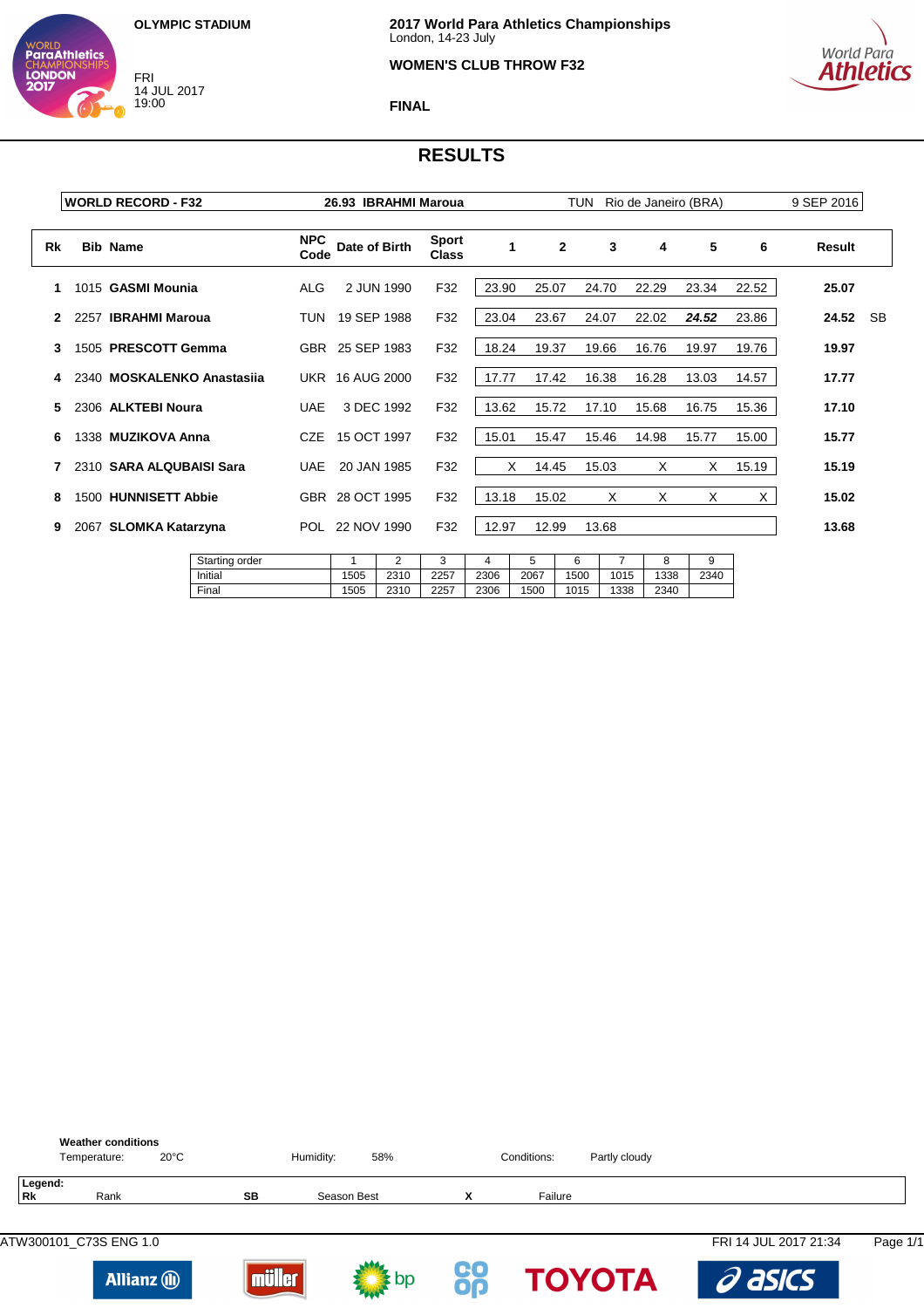OLYMPIC STADIUM

FRI
14 JUL 2017
19:00

**2017 World Para Athletics Championships**
London, 14-23 July

**WOMEN'S CLUB THROW F32**

**FINAL**

# RESULTS

| WORLD RECORD - F32 | 26.93 IBRAHMI Maroua | TUN | Rio de Janeiro (BRA) | 9 SEP 2016 |
|---|---|---|---|---|

| Rk | Bib | Name | NPC Code | Date of Birth | Sport Class | 1 | 2 | 3 | 4 | 5 | 6 | Result | |
|---|---|---|---|---|---|---|---|---|---|---|---|---|---|
| 1 | 1015 | **GASMI Mounia** | ALG | 2 JUN 1990 | F32 | 23.90 | 25.07 | 24.70 | 22.29 | 23.34 | 22.52 | **25.07** | |
| 2 | 2257 | **IBRAHMI Maroua** | TUN | 19 SEP 1988 | F32 | 23.04 | 23.67 | 24.07 | 22.02 | ***24.52*** | 23.86 | **24.52** | SB |
| 3 | 1505 | **PRESCOTT Gemma** | GBR | 25 SEP 1983 | F32 | 18.24 | 19.37 | 19.66 | 16.76 | 19.97 | 19.76 | **19.97** | |
| 4 | 2340 | **MOSKALENKO Anastasiia** | UKR | 16 AUG 2000 | F32 | 17.77 | 17.42 | 16.38 | 16.28 | 13.03 | 14.57 | **17.77** | |
| 5 | 2306 | **ALKTEBI Noura** | UAE | 3 DEC 1992 | F32 | 13.62 | 15.72 | 17.10 | 15.68 | 16.75 | 15.36 | **17.10** | |
| 6 | 1338 | **MUZIKOVA Anna** | CZE | 15 OCT 1997 | F32 | 15.01 | 15.47 | 15.46 | 14.98 | 15.77 | 15.00 | **15.77** | |
| 7 | 2310 | **SARA ALQUBAISI Sara** | UAE | 20 JAN 1985 | F32 | X | 14.45 | 15.03 | X | X | 15.19 | **15.19** | |
| 8 | 1500 | **HUNNISETT Abbie** | GBR | 28 OCT 1995 | F32 | 13.18 | 15.02 | X | X | X | X | **15.02** | |
| 9 | 2067 | **SLOMKA Katarzyna** | POL | 22 NOV 1990 | F32 | 12.97 | 12.99 | 13.68 | | | | **13.68** | |

| Starting order | 1 | 2 | 3 | 4 | 5 | 6 | 7 | 8 | 9 |
|---|---|---|---|---|---|---|---|---|---|
| Initial | 1505 | 2310 | 2257 | 2306 | 2067 | 1500 | 1015 | 1338 | 2340 |
| Final | 1505 | 2310 | 2257 | 2306 | 1500 | 1015 | 1338 | 2340 | |

**Weather conditions**

Temperature: 20°C  Humidity: 58%  Conditions: Partly cloudy

**Legend:**

| | | | | | |
|---|---|---|---|---|---|
| **Rk** | Rank | **SB** | Season Best | **X** | Failure |

ATW300101_C73S ENG 1.0  FRI 14 JUL 2017 21:34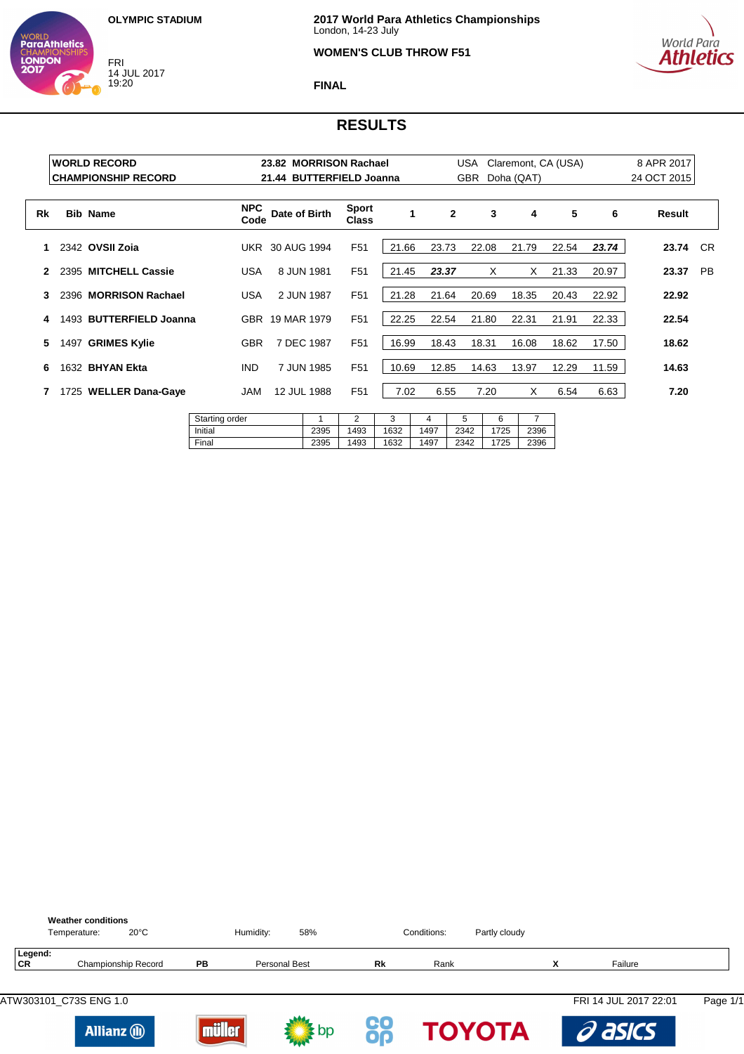**OLYMPIC STADIUM**

FRI
14 JUL 2017
19:20

**2017 World Para Athletics Championships**
London, 14-23 July

**WOMEN'S CLUB THROW F51**

**FINAL**

# RESULTS

| | | | | |
|---|---|---|---|---|
| **WORLD RECORD** | **23.82 MORRISON Rachael** | USA | Claremont, CA (USA) | 8 APR 2017 |
| **CHAMPIONSHIP RECORD** | **21.44 BUTTERFIELD Joanna** | GBR | Doha (QAT) | 24 OCT 2015 |

| Rk | Bib | Name | NPC Code | Date of Birth | Sport Class | 1 | 2 | 3 | 4 | 5 | 6 | Result | |
|---|---|---|---|---|---|---|---|---|---|---|---|---|---|
| 1 | 2342 | **OVSII Zoia** | UKR | 30 AUG 1994 | F51 | 21.66 | 23.73 | 22.08 | 21.79 | 22.54 | ***23.74*** | **23.74** | CR |
| 2 | 2395 | **MITCHELL Cassie** | USA | 8 JUN 1981 | F51 | 21.45 | ***23.37*** | X | X | 21.33 | 20.97 | **23.37** | PB |
| 3 | 2396 | **MORRISON Rachael** | USA | 2 JUN 1987 | F51 | 21.28 | 21.64 | 20.69 | 18.35 | 20.43 | 22.92 | **22.92** | |
| 4 | 1493 | **BUTTERFIELD Joanna** | GBR | 19 MAR 1979 | F51 | 22.25 | 22.54 | 21.80 | 22.31 | 21.91 | 22.33 | **22.54** | |
| 5 | 1497 | **GRIMES Kylie** | GBR | 7 DEC 1987 | F51 | 16.99 | 18.43 | 18.31 | 16.08 | 18.62 | 17.50 | **18.62** | |
| 6 | 1632 | **BHYAN Ekta** | IND | 7 JUN 1985 | F51 | 10.69 | 12.85 | 14.63 | 13.97 | 12.29 | 11.59 | **14.63** | |
| 7 | 1725 | **WELLER Dana-Gaye** | JAM | 12 JUL 1988 | F51 | 7.02 | 6.55 | 7.20 | X | 6.54 | 6.63 | **7.20** | |

| Starting order | 1 | 2 | 3 | 4 | 5 | 6 | 7 |
|---|---|---|---|---|---|---|---|
| Initial | 2395 | 1493 | 1632 | 1497 | 2342 | 1725 | 2396 |
| Final | 2395 | 1493 | 1632 | 1497 | 2342 | 1725 | 2396 |

**Weather conditions**
Temperature: 20°C    Humidity: 58%    Conditions: Partly cloudy

**Legend:**
**CR** Championship Record    **PB** Personal Best    **Rk** Rank    **X** Failure

ATW303101_C73S ENG 1.0    FRI 14 JUL 2017 22:01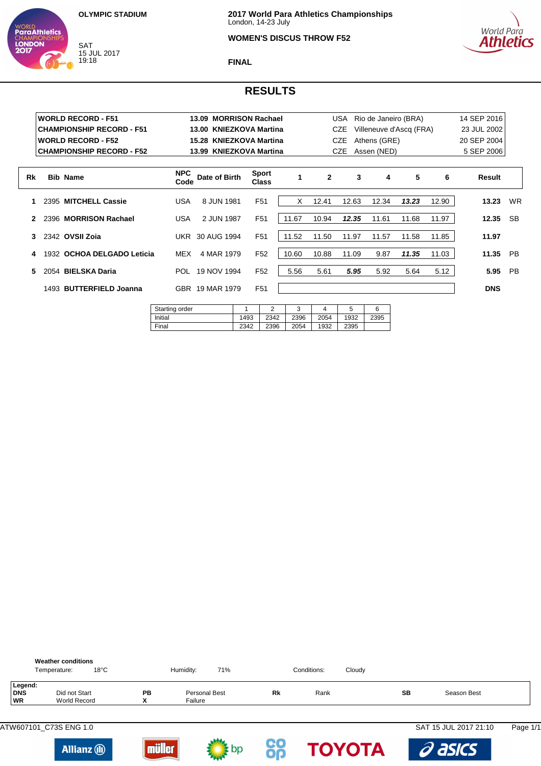**OLYMPIC STADIUM**

SAT
15 JUL 2017
19:18

**2017 World Para Athletics Championships**
London, 14-23 July

**WOMEN'S DISCUS THROW F52**

**FINAL**

# RESULTS

| | | | | |
|---|---|---|---|---|
| **WORLD RECORD - F51** | **13.09 MORRISON Rachael** | USA | Rio de Janeiro (BRA) | 14 SEP 2016 |
| **CHAMPIONSHIP RECORD - F51** | **13.00 KNIEZKOVA Martina** | CZE | Villeneuve d'Ascq (FRA) | 23 JUL 2002 |
| **WORLD RECORD - F52** | **15.28 KNIEZKOVA Martina** | CZE | Athens (GRE) | 20 SEP 2004 |
| **CHAMPIONSHIP RECORD - F52** | **13.99 KNIEZKOVA Martina** | CZE | Assen (NED) | 5 SEP 2006 |

| Rk | Bib | Name | NPC Code | Date of Birth | Sport Class | 1 | 2 | 3 | 4 | 5 | 6 | Result | |
|---|---|---|---|---|---|---|---|---|---|---|---|---|---|
| 1 | 2395 | **MITCHELL Cassie** | USA | 8 JUN 1981 | F51 | X | 12.41 | 12.63 | 12.34 | ***13.23*** | 12.90 | **13.23** | WR |
| 2 | 2396 | **MORRISON Rachael** | USA | 2 JUN 1987 | F51 | 11.67 | 10.94 | ***12.35*** | 11.61 | 11.68 | 11.97 | **12.35** | SB |
| 3 | 2342 | **OVSII Zoia** | UKR | 30 AUG 1994 | F51 | 11.52 | 11.50 | 11.97 | 11.57 | 11.58 | 11.85 | **11.97** | |
| 4 | 1932 | **OCHOA DELGADO Leticia** | MEX | 4 MAR 1979 | F52 | 10.60 | 10.88 | 11.09 | 9.87 | ***11.35*** | 11.03 | **11.35** | PB |
| 5 | 2054 | **BIELSKA Daria** | POL | 19 NOV 1994 | F52 | 5.56 | 5.61 | ***5.95*** | 5.92 | 5.64 | 5.12 | **5.95** | PB |
| | 1493 | **BUTTERFIELD Joanna** | GBR | 19 MAR 1979 | F51 | | | | | | | **DNS** | |

| Starting order | 1 | 2 | 3 | 4 | 5 | 6 |
|---|---|---|---|---|---|---|
| Initial | 1493 | 2342 | 2396 | 2054 | 1932 | 2395 |
| Final | 2342 | 2396 | 2054 | 1932 | 2395 | |

**Weather conditions**
Temperature: 18°C Humidity: 71% Conditions: Cloudy

**Legend:**

| | | | | | | | |
|---|---|---|---|---|---|---|---|
| **DNS** | Did not Start | **PB** | Personal Best | **Rk** | Rank | **SB** | Season Best |
| **WR** | World Record | **X** | Failure | | | | |

ATW607101_C73S ENG 1.0 SAT 15 JUL 2017 21:10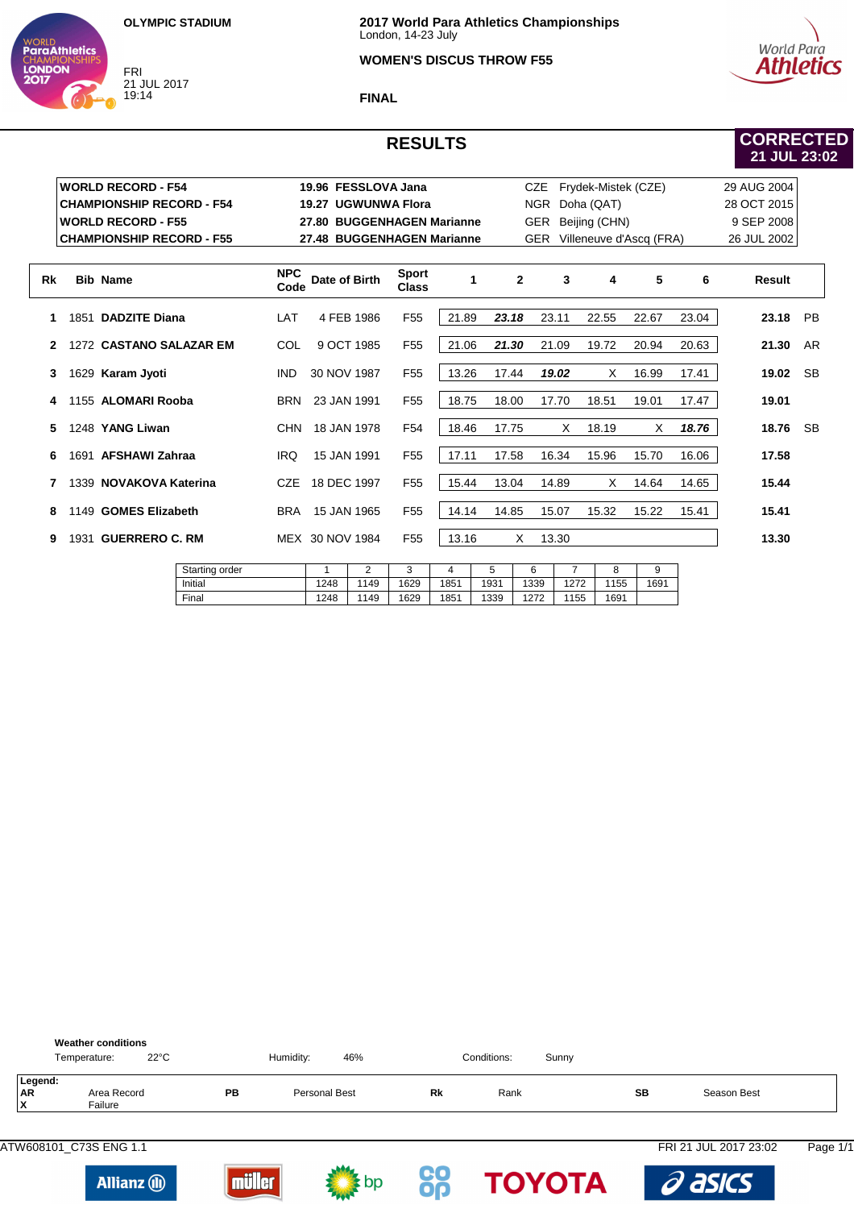OLYMPIC STADIUM

FRI
21 JUL 2017
19:14

**2017 World Para Athletics Championships**
London, 14-23 July

**WOMEN'S DISCUS THROW F55**

**FINAL**

# RESULTS

**CORRECTED**
**21 JUL 23:02**

| | | | | |
|---|---|---|---|---|
| **WORLD RECORD - F54** | **19.96 FESSLOVA Jana** | CZE | Frydek-Mistek (CZE) | 29 AUG 2004 |
| **CHAMPIONSHIP RECORD - F54** | **19.27 UGWUNWA Flora** | NGR | Doha (QAT) | 28 OCT 2015 |
| **WORLD RECORD - F55** | **27.80 BUGGENHAGEN Marianne** | GER | Beijing (CHN) | 9 SEP 2008 |
| **CHAMPIONSHIP RECORD - F55** | **27.48 BUGGENHAGEN Marianne** | GER | Villeneuve d'Ascq (FRA) | 26 JUL 2002 |

| Rk | Bib | Name | NPC Code | Date of Birth | Sport Class | 1 | 2 | 3 | 4 | 5 | 6 | Result | |
|---|---|---|---|---|---|---|---|---|---|---|---|---|---|
| 1 | 1851 | **DADZITE Diana** | LAT | 4 FEB 1986 | F55 | 21.89 | ***23.18*** | 23.11 | 22.55 | 22.67 | 23.04 | **23.18** | PB |
| 2 | 1272 | **CASTANO SALAZAR EM** | COL | 9 OCT 1985 | F55 | 21.06 | ***21.30*** | 21.09 | 19.72 | 20.94 | 20.63 | **21.30** | AR |
| 3 | 1629 | **Karam Jyoti** | IND | 30 NOV 1987 | F55 | 13.26 | 17.44 | ***19.02*** | X | 16.99 | 17.41 | **19.02** | SB |
| 4 | 1155 | **ALOMARI Rooba** | BRN | 23 JAN 1991 | F55 | 18.75 | 18.00 | 17.70 | 18.51 | 19.01 | 17.47 | **19.01** | |
| 5 | 1248 | **YANG Liwan** | CHN | 18 JAN 1978 | F54 | 18.46 | 17.75 | X | 18.19 | X | ***18.76*** | **18.76** | SB |
| 6 | 1691 | **AFSHAWI Zahraa** | IRQ | 15 JAN 1991 | F55 | 17.11 | 17.58 | 16.34 | 15.96 | 15.70 | 16.06 | **17.58** | |
| 7 | 1339 | **NOVAKOVA Katerina** | CZE | 18 DEC 1997 | F55 | 15.44 | 13.04 | 14.89 | X | 14.64 | 14.65 | **15.44** | |
| 8 | 1149 | **GOMES Elizabeth** | BRA | 15 JAN 1965 | F55 | 14.14 | 14.85 | 15.07 | 15.32 | 15.22 | 15.41 | **15.41** | |
| 9 | 1931 | **GUERRERO C. RM** | MEX | 30 NOV 1984 | F55 | 13.16 | X | 13.30 | | | | **13.30** | |

| Starting order | 1 | 2 | 3 | 4 | 5 | 6 | 7 | 8 | 9 |
|---|---|---|---|---|---|---|---|---|---|
| Initial | 1248 | 1149 | 1629 | 1851 | 1931 | 1339 | 1272 | 1155 | 1691 |
| Final | 1248 | 1149 | 1629 | 1851 | 1339 | 1272 | 1155 | 1691 | |

**Weather conditions**
Temperature: 22°C    Humidity: 46%    Conditions: Sunny

**Legend:**

| | | | | | | | |
|---|---|---|---|---|---|---|---|
| **AR** | Area Record | **PB** | Personal Best | **Rk** | Rank | **SB** | Season Best |
| **X** | Failure | | | | | | |

ATW608101_C73S ENG 1.1    FRI 21 JUL 2017 23:02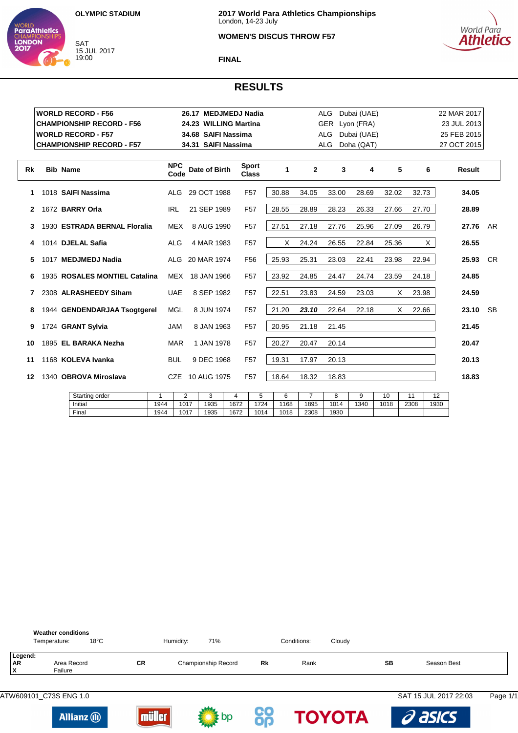OLYMPIC STADIUM

SAT
15 JUL 2017
19:00

**2017 World Para Athletics Championships**
London, 14-23 July

**WOMEN'S DISCUS THROW F57**

**FINAL**

# RESULTS

| | | | | |
|---|---|---|---|---|
| **WORLD RECORD - F56** | **26.17 MEDJMEDJ Nadia** | ALG | Dubai (UAE) | 22 MAR 2017 |
| **CHAMPIONSHIP RECORD - F56** | **24.23 WILLING Martina** | GER | Lyon (FRA) | 23 JUL 2013 |
| **WORLD RECORD - F57** | **34.68 SAIFI Nassima** | ALG | Dubai (UAE) | 25 FEB 2015 |
| **CHAMPIONSHIP RECORD - F57** | **34.31 SAIFI Nassima** | ALG | Doha (QAT) | 27 OCT 2015 |

| Rk | Bib | Name | NPC Code | Date of Birth | Sport Class | 1 | 2 | 3 | 4 | 5 | 6 | Result | |
|---|---|---|---|---|---|---|---|---|---|---|---|---|---|
| 1 | 1018 | **SAIFI Nassima** | ALG | 29 OCT 1988 | F57 | 30.88 | 34.05 | 33.00 | 28.69 | 32.02 | 32.73 | **34.05** | |
| 2 | 1672 | **BARRY Orla** | IRL | 21 SEP 1989 | F57 | 28.55 | 28.89 | 28.23 | 26.33 | 27.66 | 27.70 | **28.89** | |
| 3 | 1930 | **ESTRADA BERNAL Floralia** | MEX | 8 AUG 1990 | F57 | 27.51 | 27.18 | 27.76 | 25.96 | 27.09 | 26.79 | **27.76** | AR |
| 4 | 1014 | **DJELAL Safia** | ALG | 4 MAR 1983 | F57 | X | 24.24 | 26.55 | 22.84 | 25.36 | X | **26.55** | |
| 5 | 1017 | **MEDJMEDJ Nadia** | ALG | 20 MAR 1974 | F56 | 25.93 | 25.31 | 23.03 | 22.41 | 23.98 | 22.94 | **25.93** | CR |
| 6 | 1935 | **ROSALES MONTIEL Catalina** | MEX | 18 JAN 1966 | F57 | 23.92 | 24.85 | 24.47 | 24.74 | 23.59 | 24.18 | **24.85** | |
| 7 | 2308 | **ALRASHEEDY Siham** | UAE | 8 SEP 1982 | F57 | 22.51 | 23.83 | 24.59 | 23.03 | X | 23.98 | **24.59** | |
| 8 | 1944 | **GENDENDARJAA Tsogtgerel** | MGL | 8 JUN 1974 | F57 | 21.20 | ***23.10*** | 22.64 | 22.18 | X | 22.66 | **23.10** | SB |
| 9 | 1724 | **GRANT Sylvia** | JAM | 8 JAN 1963 | F57 | 20.95 | 21.18 | 21.45 | | | | **21.45** | |
| 10 | 1895 | **EL BARAKA Nezha** | MAR | 1 JAN 1978 | F57 | 20.27 | 20.47 | 20.14 | | | | **20.47** | |
| 11 | 1168 | **KOLEVA Ivanka** | BUL | 9 DEC 1968 | F57 | 19.31 | 17.97 | 20.13 | | | | **20.13** | |
| 12 | 1340 | **OBROVA Miroslava** | CZE | 10 AUG 1975 | F57 | 18.64 | 18.32 | 18.83 | | | | **18.83** | |

| Starting order | 1 | 2 | 3 | 4 | 5 | 6 | 7 | 8 | 9 | 10 | 11 | 12 |
|---|---|---|---|---|---|---|---|---|---|---|---|---|
| Initial | 1944 | 1017 | 1935 | 1672 | 1724 | 1168 | 1895 | 1014 | 1340 | 1018 | 2308 | 1930 |
| Final | 1944 | 1017 | 1935 | 1672 | 1014 | 1018 | 2308 | 1930 | | | | |

**Weather conditions**
Temperature: 18°C Humidity: 71% Conditions: Cloudy

**Legend:**

| | | | | | | | |
|---|---|---|---|---|---|---|---|
| **AR** | Area Record | **CR** | Championship Record | **Rk** | Rank | **SB** | Season Best |
| **X** | Failure | | | | | | |

ATW609101_C73S ENG 1.0 SAT 15 JUL 2017 22:03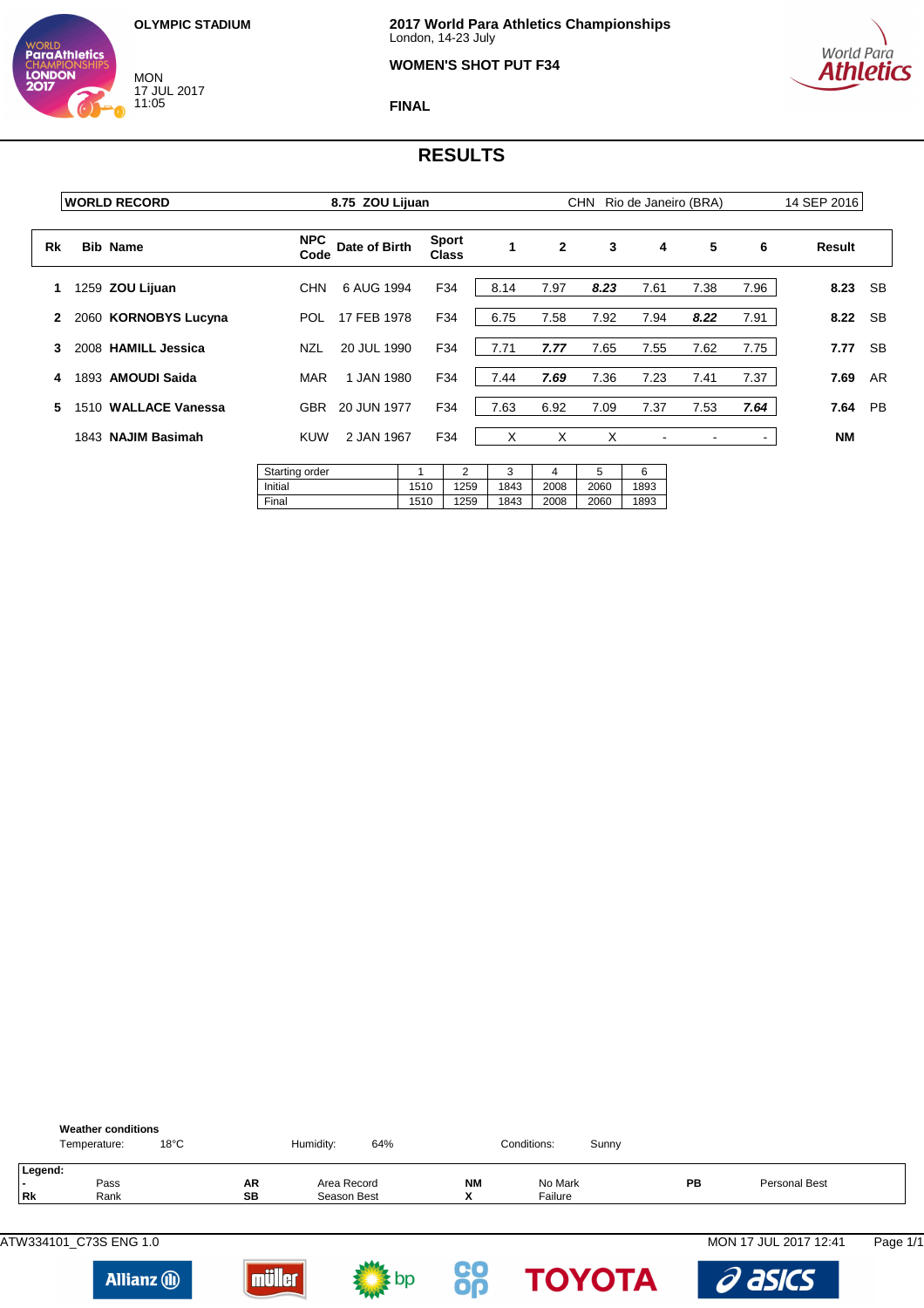OLYMPIC STADIUM

MON
17 JUL 2017
11:05

**2017 World Para Athletics Championships**
London, 14-23 July

**WOMEN'S SHOT PUT F34**

**FINAL**

# RESULTS

| WORLD RECORD | 8.75 ZOU Lijuan | CHN | Rio de Janeiro (BRA) | 14 SEP 2016 |
|---|---|---|---|---|

| Rk | Bib | Name | NPC Code | Date of Birth | Sport Class | 1 | 2 | 3 | 4 | 5 | 6 | Result | |
|---|---|---|---|---|---|---|---|---|---|---|---|---|---|
| 1 | 1259 | **ZOU Lijuan** | CHN | 6 AUG 1994 | F34 | 8.14 | 7.97 | ***8.23*** | 7.61 | 7.38 | 7.96 | **8.23** | SB |
| 2 | 2060 | **KORNOBYS Lucyna** | POL | 17 FEB 1978 | F34 | 6.75 | 7.58 | 7.92 | 7.94 | ***8.22*** | 7.91 | **8.22** | SB |
| 3 | 2008 | **HAMILL Jessica** | NZL | 20 JUL 1990 | F34 | 7.71 | ***7.77*** | 7.65 | 7.55 | 7.62 | 7.75 | **7.77** | SB |
| 4 | 1893 | **AMOUDI Saida** | MAR | 1 JAN 1980 | F34 | 7.44 | ***7.69*** | 7.36 | 7.23 | 7.41 | 7.37 | **7.69** | AR |
| 5 | 1510 | **WALLACE Vanessa** | GBR | 20 JUN 1977 | F34 | 7.63 | 6.92 | 7.09 | 7.37 | 7.53 | ***7.64*** | **7.64** | PB |
| | 1843 | **NAJIM Basimah** | KUW | 2 JAN 1967 | F34 | X | X | X | - | - | - | **NM** | |

| Starting order | 1 | 2 | 3 | 4 | 5 | 6 |
|---|---|---|---|---|---|---|
| Initial | 1510 | 1259 | 1843 | 2008 | 2060 | 1893 |
| Final | 1510 | 1259 | 1843 | 2008 | 2060 | 1893 |

**Weather conditions**

Temperature: 18°C — Humidity: 64% — Conditions: Sunny

**Legend:**

| | | | | | | | |
|---|---|---|---|---|---|---|---|
| - | Pass | **AR** | Area Record | **NM** | No Mark | **PB** | Personal Best |
| **Rk** | Rank | **SB** | Season Best | **X** | Failure | | |

ATW334101_C73S ENG 1.0 — MON 17 JUL 2017 12:41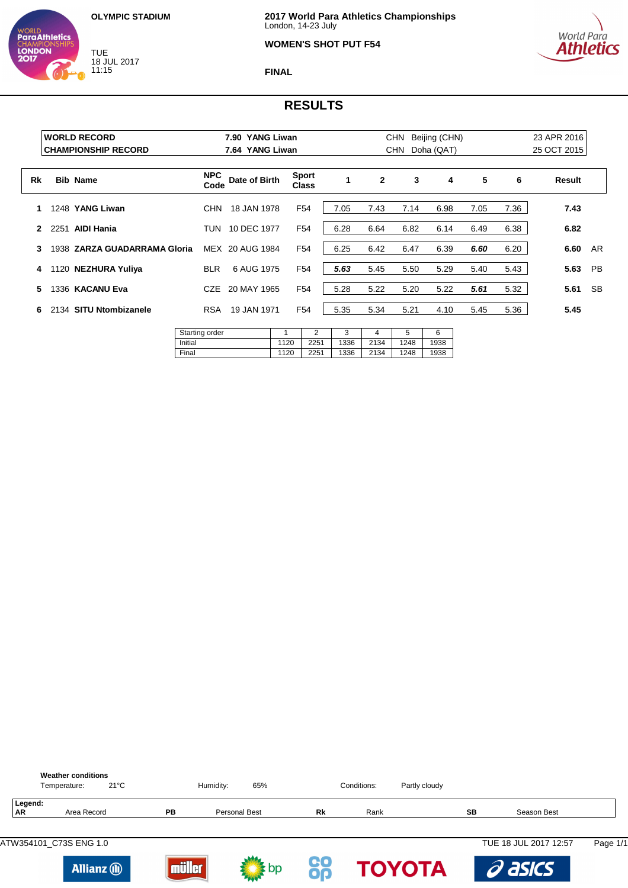**OLYMPIC STADIUM**

TUE
18 JUL 2017
11:15

**2017 World Para Athletics Championships**
London, 14-23 July

**WOMEN'S SHOT PUT F54**

**FINAL**

# RESULTS

| | | | | |
|---|---|---|---|---|
| **WORLD RECORD** | **7.90 YANG Liwan** | CHN | Beijing (CHN) | 23 APR 2016 |
| **CHAMPIONSHIP RECORD** | **7.64 YANG Liwan** | CHN | Doha (QAT) | 25 OCT 2015 |

| Rk | Bib | Name | NPC Code | Date of Birth | Sport Class | 1 | 2 | 3 | 4 | 5 | 6 | Result | |
|---|---|---|---|---|---|---|---|---|---|---|---|---|---|
| 1 | 1248 | **YANG Liwan** | CHN | 18 JAN 1978 | F54 | 7.05 | 7.43 | 7.14 | 6.98 | 7.05 | 7.36 | **7.43** | |
| 2 | 2251 | **AIDI Hania** | TUN | 10 DEC 1977 | F54 | 6.28 | 6.64 | 6.82 | 6.14 | 6.49 | 6.38 | **6.82** | |
| 3 | 1938 | **ZARZA GUADARRAMA Gloria** | MEX | 20 AUG 1984 | F54 | 6.25 | 6.42 | 6.47 | 6.39 | ***6.60*** | 6.20 | **6.60** | AR |
| 4 | 1120 | **NEZHURA Yuliya** | BLR | 6 AUG 1975 | F54 | ***5.63*** | 5.45 | 5.50 | 5.29 | 5.40 | 5.43 | **5.63** | PB |
| 5 | 1336 | **KACANU Eva** | CZE | 20 MAY 1965 | F54 | 5.28 | 5.22 | 5.20 | 5.22 | ***5.61*** | 5.32 | **5.61** | SB |
| 6 | 2134 | **SITU Ntombizanele** | RSA | 19 JAN 1971 | F54 | 5.35 | 5.34 | 5.21 | 4.10 | 5.45 | 5.36 | **5.45** | |

| Starting order | 1 | 2 | 3 | 4 | 5 | 6 |
|---|---|---|---|---|---|---|
| Initial | 1120 | 2251 | 1336 | 2134 | 1248 | 1938 |
| Final | 1120 | 2251 | 1336 | 2134 | 1248 | 1938 |

**Weather conditions**

Temperature: 21°C    Humidity: 65%    Conditions: Partly cloudy

**Legend:**

| | | | | | | | |
|---|---|---|---|---|---|---|---|
| **AR** | Area Record | **PB** | Personal Best | **Rk** | Rank | **SB** | Season Best |

ATW354101_C73S ENG 1.0    TUE 18 JUL 2017 12:57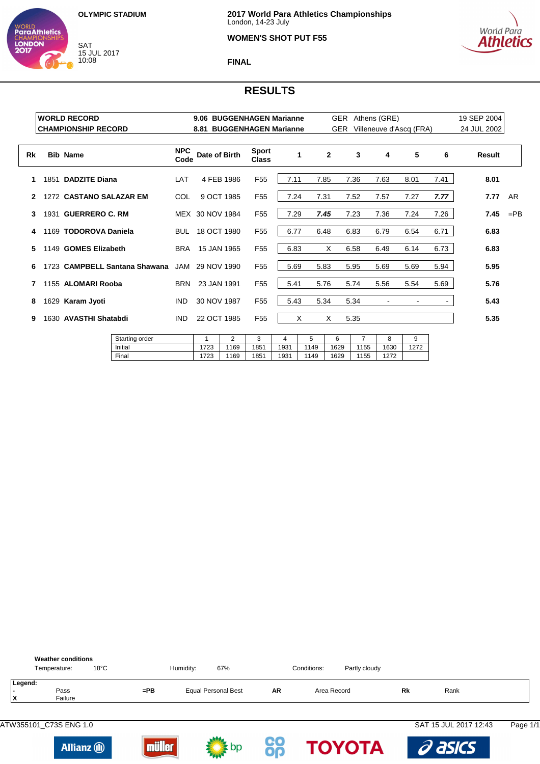OLYMPIC STADIUM

SAT
15 JUL 2017
10:08

**2017 World Para Athletics Championships**
London, 14-23 July

**WOMEN'S SHOT PUT F55**

**FINAL**

# RESULTS

| | | | | |
|---|---|---|---|---|
| **WORLD RECORD** | **9.06 BUGGENHAGEN Marianne** | GER | Athens (GRE) | 19 SEP 2004 |
| **CHAMPIONSHIP RECORD** | **8.81 BUGGENHAGEN Marianne** | GER | Villeneuve d'Ascq (FRA) | 24 JUL 2002 |

| Rk | Bib | Name | NPC Code | Date of Birth | Sport Class | 1 | 2 | 3 | 4 | 5 | 6 | Result | |
|---|---|---|---|---|---|---|---|---|---|---|---|---|---|
| 1 | 1851 | **DADZITE Diana** | LAT | 4 FEB 1986 | F55 | 7.11 | 7.85 | 7.36 | 7.63 | 8.01 | 7.41 | **8.01** | |
| 2 | 1272 | **CASTANO SALAZAR EM** | COL | 9 OCT 1985 | F55 | 7.24 | 7.31 | 7.52 | 7.57 | 7.27 | ***7.77*** | **7.77** | AR |
| 3 | 1931 | **GUERRERO C. RM** | MEX | 30 NOV 1984 | F55 | 7.29 | ***7.45*** | 7.23 | 7.36 | 7.24 | 7.26 | **7.45** | =PB |
| 4 | 1169 | **TODOROVA Daniela** | BUL | 18 OCT 1980 | F55 | 6.77 | 6.48 | 6.83 | 6.79 | 6.54 | 6.71 | **6.83** | |
| 5 | 1149 | **GOMES Elizabeth** | BRA | 15 JAN 1965 | F55 | 6.83 | X | 6.58 | 6.49 | 6.14 | 6.73 | **6.83** | |
| 6 | 1723 | **CAMPBELL Santana Shawana** | JAM | 29 NOV 1990 | F55 | 5.69 | 5.83 | 5.95 | 5.69 | 5.69 | 5.94 | **5.95** | |
| 7 | 1155 | **ALOMARI Rooba** | BRN | 23 JAN 1991 | F55 | 5.41 | 5.76 | 5.74 | 5.56 | 5.54 | 5.69 | **5.76** | |
| 8 | 1629 | **Karam Jyoti** | IND | 30 NOV 1987 | F55 | 5.43 | 5.34 | 5.34 | - | - | - | **5.43** | |
| 9 | 1630 | **AVASTHI Shatabdi** | IND | 22 OCT 1985 | F55 | X | X | 5.35 | | | | **5.35** | |

| Starting order | 1 | 2 | 3 | 4 | 5 | 6 | 7 | 8 | 9 |
|---|---|---|---|---|---|---|---|---|---|
| Initial | 1723 | 1169 | 1851 | 1931 | 1149 | 1629 | 1155 | 1630 | 1272 |
| Final | 1723 | 1169 | 1851 | 1931 | 1149 | 1629 | 1155 | 1272 | |

**Weather conditions**
Temperature: 18°C    Humidity: 67%    Conditions: Partly cloudy

**Legend:**

| | | | | | | | |
|---|---|---|---|---|---|---|---|
| - | Pass | =PB | Equal Personal Best | AR | Area Record | Rk | Rank |
| X | Failure | | | | | | |

ATW355101_C73S ENG 1.0    SAT 15 JUL 2017 12:43